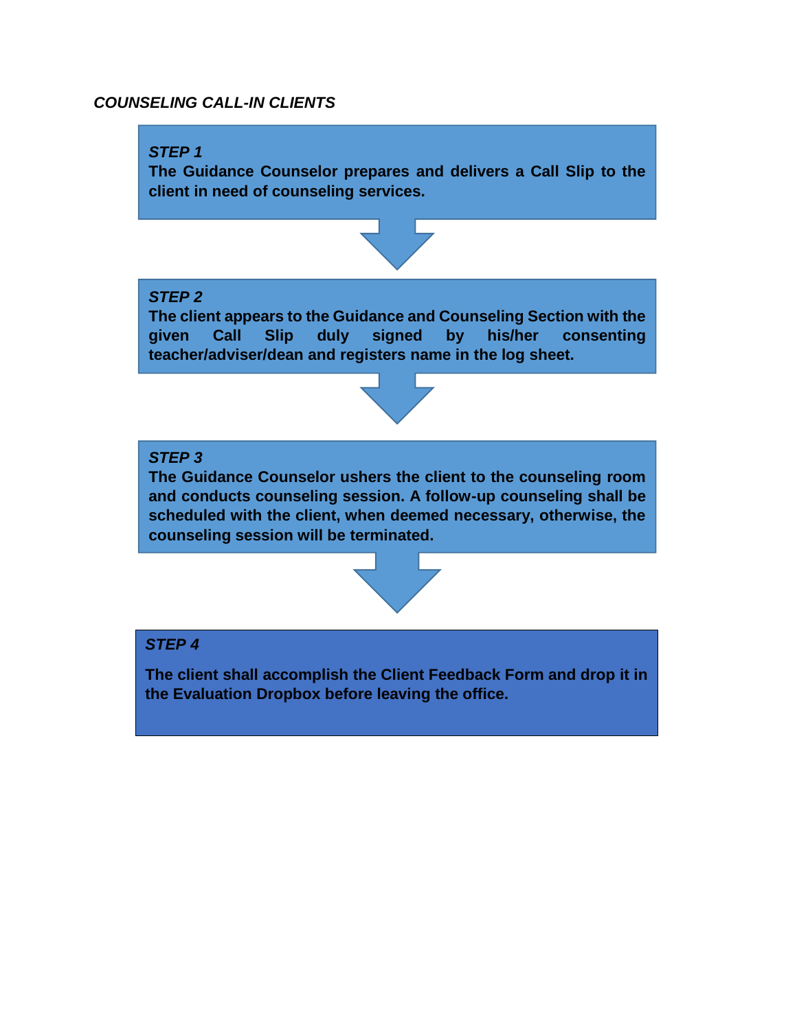***COUNSELING CALL-IN CLIENTS***

***STEP 1***
**The Guidance Counselor prepares and delivers a Call Slip to the client in need of counseling services.**

***STEP 2***
**The client appears to the Guidance and Counseling Section with the given Call Slip duly signed by his/her consenting teacher/adviser/dean and registers name in the log sheet.**

***STEP 3***
**The Guidance Counselor ushers the client to the counseling room and conducts counseling session. A follow-up counseling shall be scheduled with the client, when deemed necessary, otherwise, the counseling session will be terminated.**

***STEP 4***

**The client shall accomplish the Client Feedback Form and drop it in the Evaluation Dropbox before leaving the office.**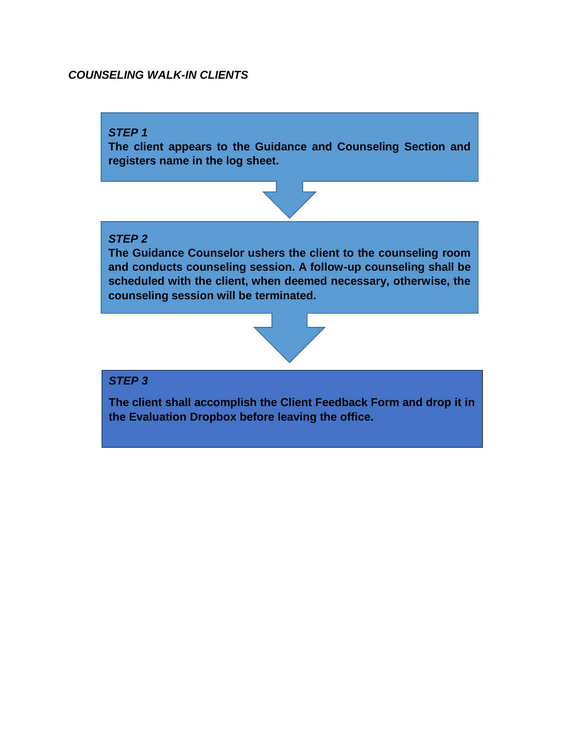***COUNSELING WALK-IN CLIENTS***

***STEP 1***

**The client appears to the Guidance and Counseling Section and registers name in the log sheet.**

***STEP 2***

**The Guidance Counselor ushers the client to the counseling room and conducts counseling session. A follow-up counseling shall be scheduled with the client, when deemed necessary, otherwise, the counseling session will be terminated.**

***STEP 3***

**The client shall accomplish the Client Feedback Form and drop it in the Evaluation Dropbox before leaving the office.**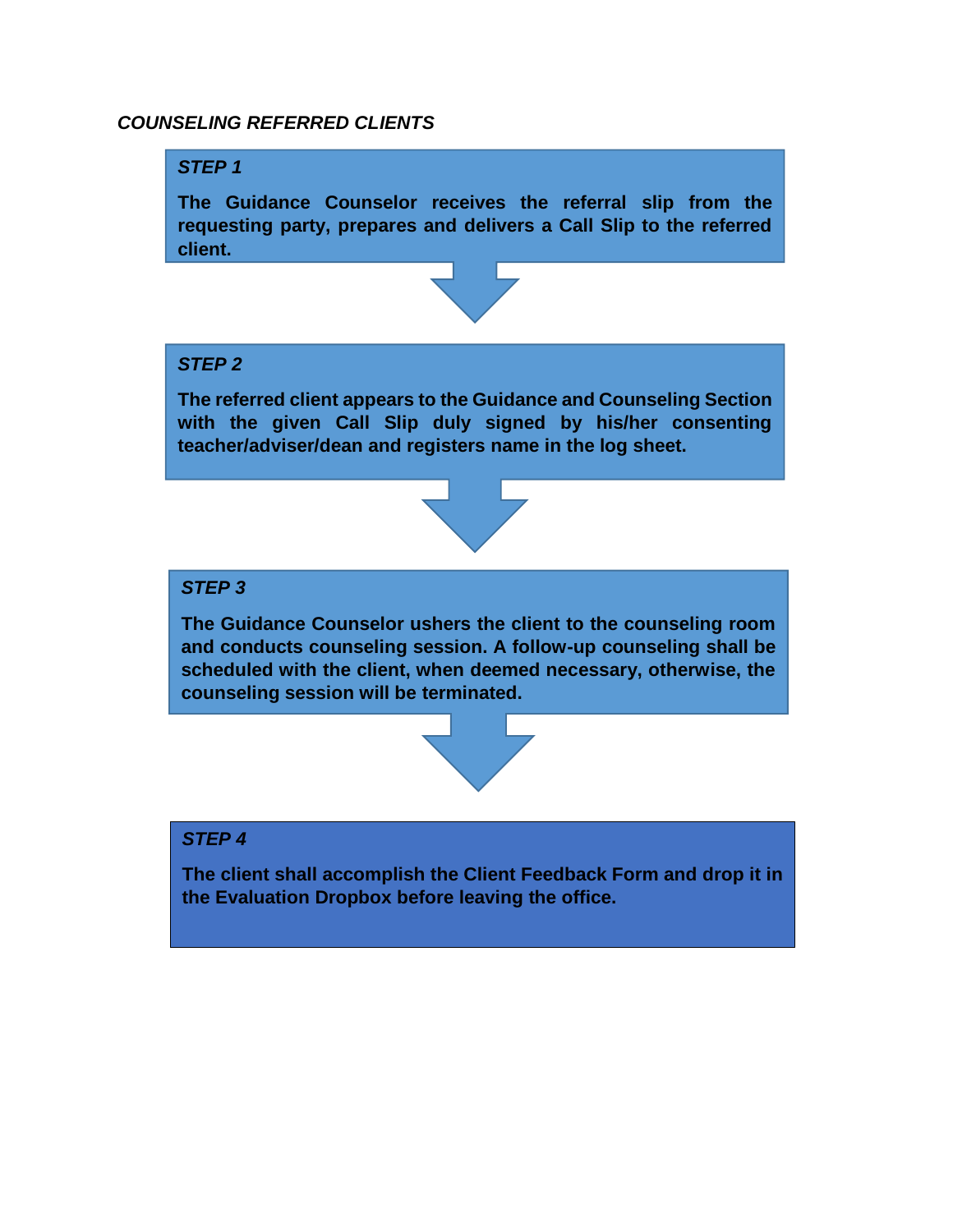***COUNSELING REFERRED CLIENTS***

***STEP 1***

**The Guidance Counselor receives the referral slip from the requesting party, prepares and delivers a Call Slip to the referred client.**

***STEP 2***

**The referred client appears to the Guidance and Counseling Section with the given Call Slip duly signed by his/her consenting teacher/adviser/dean and registers name in the log sheet.**

***STEP 3***

**The Guidance Counselor ushers the client to the counseling room and conducts counseling session. A follow-up counseling shall be scheduled with the client, when deemed necessary, otherwise, the counseling session will be terminated.**

***STEP 4***

**The client shall accomplish the Client Feedback Form and drop it in the Evaluation Dropbox before leaving the office.**